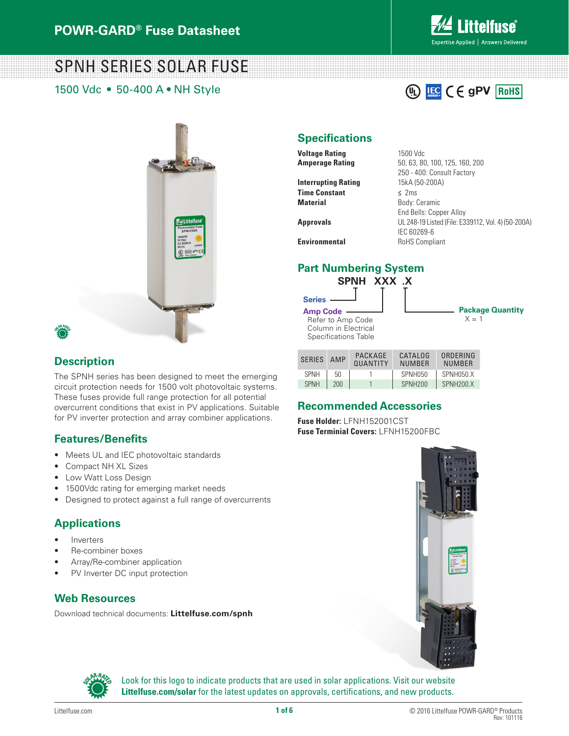# POWR-GARD® Fuse Datasheet

# SPNH SERIES SOLAR FUSE

1500 Vdc • 50-400 A • NH Style

## Specifications

| | |
|---|---|
| **Voltage Rating** | 1500 Vdc |
| **Amperage Rating** | 50, 63, 80, 100, 125, 160, 200<br>250 - 400: Consult Factory |
| **Interrupting Rating** | 15kA (50-200A) |
| **Time Constant** | ≤ 2ms |
| **Material** | Body: Ceramic<br>End Bells: Copper Alloy |
| **Approvals** | UL 248-19 Listed (File: E339112, Vol. 4) (50-200A)<br>IEC 60269-6 |
| **Environmental** | RoHS Compliant |

## Part Numbering System

**SPNH XXX .X**

- **Series**
- **Amp Code** – Refer to Amp Code Column in Electrical Specifications Table
- **Package Quantity** – X = 1

| SERIES | AMP | PACKAGE QUANTITY | CATALOG NUMBER | ORDERING NUMBER |
|---|---|---|---|---|
| SPNH | 50 | 1 | SPNH050 | SPNH050.X |
| SPNH | 200 | 1 | SPNH200 | SPNH200.X |

## Description

The SPNH series has been designed to meet the emerging circuit protection needs for 1500 volt photovoltaic systems. These fuses provide full range protection for all potential overcurrent conditions that exist in PV applications. Suitable for PV inverter protection and array combiner applications.

## Features/Benefits

- Meets UL and IEC photovoltaic standards
- Compact NH XL Sizes
- Low Watt Loss Design
- 1500Vdc rating for emerging market needs
- Designed to protect against a full range of overcurrents

## Applications

- Inverters
- Re-combiner boxes
- Array/Re-combiner application
- PV Inverter DC input protection

## Web Resources

Download technical documents: **Littelfuse.com/spnh**

## Recommended Accessories

**Fuse Holder:** LFNH152001CST
**Fuse Teriminial Covers:** LFNH15200FBC

Look for this logo to indicate products that are used in solar applications. Visit our website **Littelfuse.com/solar** for the latest updates on approvals, certifications, and new products.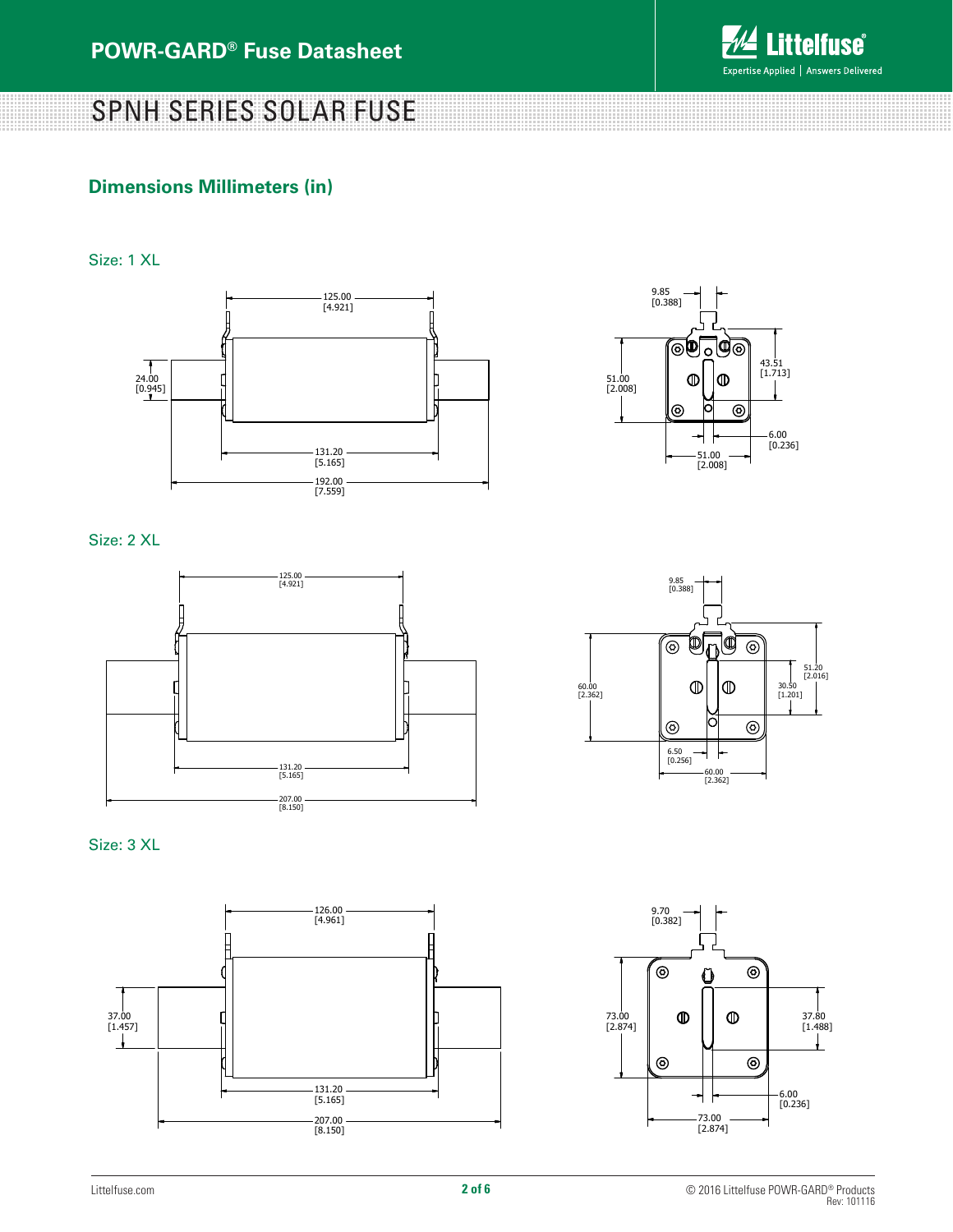## Dimensions Millimeters (in)

Size: 1 XL

125.00
[4.921]

24.00
[0.945]

131.20
[5.165]

192.00
[7.559]

9.85
[0.388]

51.00
[2.008]

43.51
[1.713]

6.00
[0.236]

51.00
[2.008]

Size: 2 XL

125.00
[4.921]

131.20
[5.165]

207.00
[8.150]

9.85
[0.388]

60.00
[2.362]

51.20
[2.016]

30.50
[1.201]

6.50
[0.256]

60.00
[2.362]

Size: 3 XL

126.00
[4.961]

37.00
[1.457]

131.20
[5.165]

207.00
[8.150]

9.70
[0.382]

73.00
[2.874]

37.80
[1.488]

6.00
[0.236]

73.00
[2.874]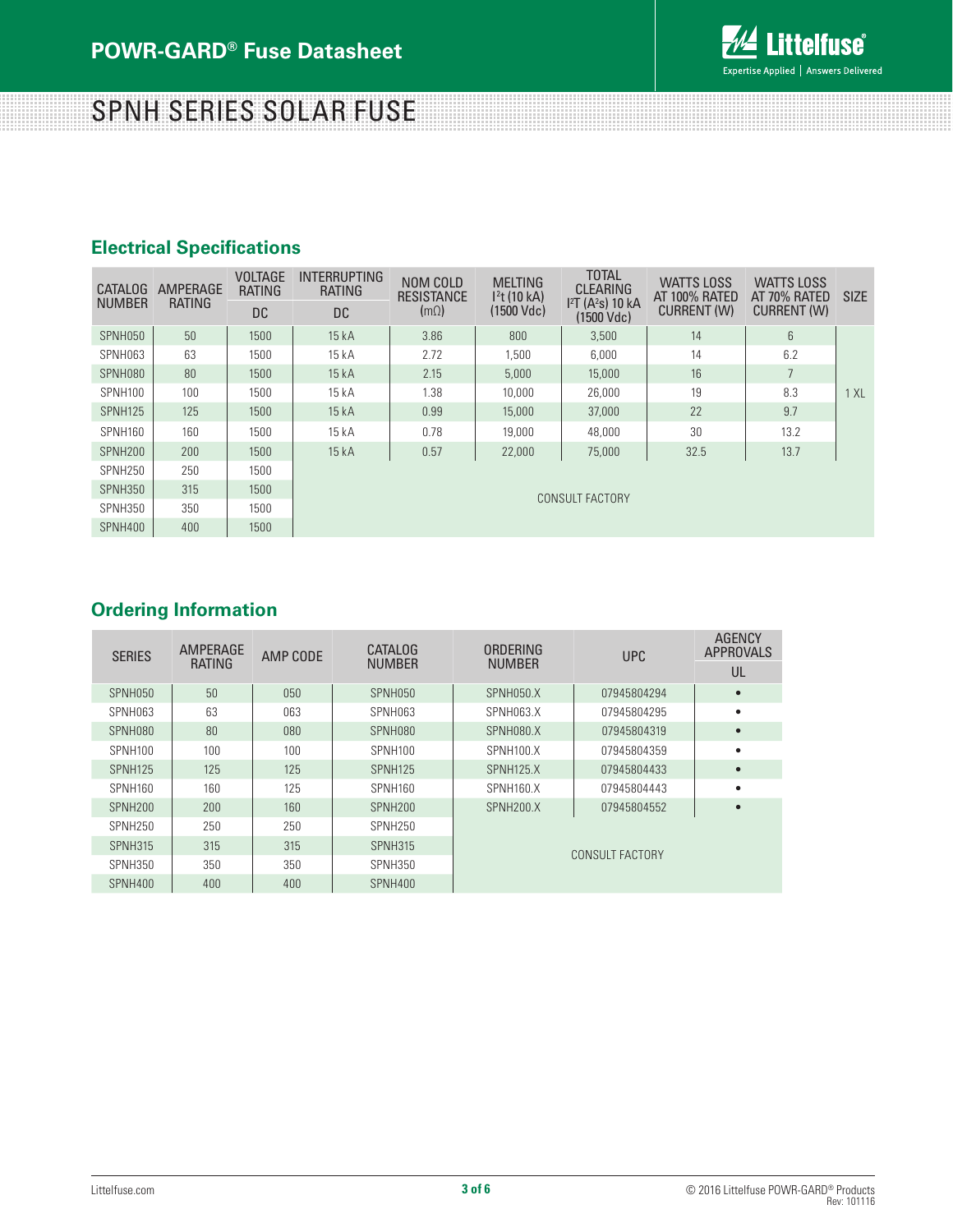# SPNH SERIES SOLAR FUSE

## Electrical Specifications

| CATALOG NUMBER | AMPERAGE RATING | VOLTAGE RATING | INTERRUPTING RATING | NOM COLD RESISTANCE (mΩ) | MELTING $I^2t$ (10 kA) (1500 Vdc) | TOTAL CLEARING $I^2T$ ($A^2s$) 10 kA (1500 Vdc) | WATTS LOSS AT 100% RATED CURRENT (W) | WATTS LOSS AT 70% RATED CURRENT (W) | SIZE |
|---|---|---|---|---|---|---|---|---|---|
| | | DC | DC | | | | | | |
| SPNH050 | 50 | 1500 | 15 kA | 3.86 | 800 | 3,500 | 14 | 6 | 1 XL |
| SPNH063 | 63 | 1500 | 15 kA | 2.72 | 1,500 | 6,000 | 14 | 6.2 | 1 XL |
| SPNH080 | 80 | 1500 | 15 kA | 2.15 | 5,000 | 15,000 | 16 | 7 | 1 XL |
| SPNH100 | 100 | 1500 | 15 kA | 1.38 | 10,000 | 26,000 | 19 | 8.3 | 1 XL |
| SPNH125 | 125 | 1500 | 15 kA | 0.99 | 15,000 | 37,000 | 22 | 9.7 | 1 XL |
| SPNH160 | 160 | 1500 | 15 kA | 0.78 | 19,000 | 48,000 | 30 | 13.2 | 1 XL |
| SPNH200 | 200 | 1500 | 15 kA | 0.57 | 22,000 | 75,000 | 32.5 | 13.7 | 1 XL |
| SPNH250 | 250 | 1500 | CONSULT FACTORY | | | | | | |
| SPNH350 | 315 | 1500 | CONSULT FACTORY | | | | | | |
| SPNH350 | 350 | 1500 | CONSULT FACTORY | | | | | | |
| SPNH400 | 400 | 1500 | CONSULT FACTORY | | | | | | |

## Ordering Information

| SERIES | AMPERAGE RATING | AMP CODE | CATALOG NUMBER | ORDERING NUMBER | UPC | AGENCY APPROVALS |
|---|---|---|---|---|---|---|
| | | | | | | UL |
| SPNH050 | 50 | 050 | SPNH050 | SPNH050.X | 07945804294 | • |
| SPNH063 | 63 | 063 | SPNH063 | SPNH063.X | 07945804295 | • |
| SPNH080 | 80 | 080 | SPNH080 | SPNH080.X | 07945804319 | • |
| SPNH100 | 100 | 100 | SPNH100 | SPNH100.X | 07945804359 | • |
| SPNH125 | 125 | 125 | SPNH125 | SPNH125.X | 07945804433 | • |
| SPNH160 | 160 | 125 | SPNH160 | SPNH160.X | 07945804443 | • |
| SPNH200 | 200 | 160 | SPNH200 | SPNH200.X | 07945804552 | • |
| SPNH250 | 250 | 250 | SPNH250 | CONSULT FACTORY | | |
| SPNH315 | 315 | 315 | SPNH315 | CONSULT FACTORY | | |
| SPNH350 | 350 | 350 | SPNH350 | CONSULT FACTORY | | |
| SPNH400 | 400 | 400 | SPNH400 | CONSULT FACTORY | | |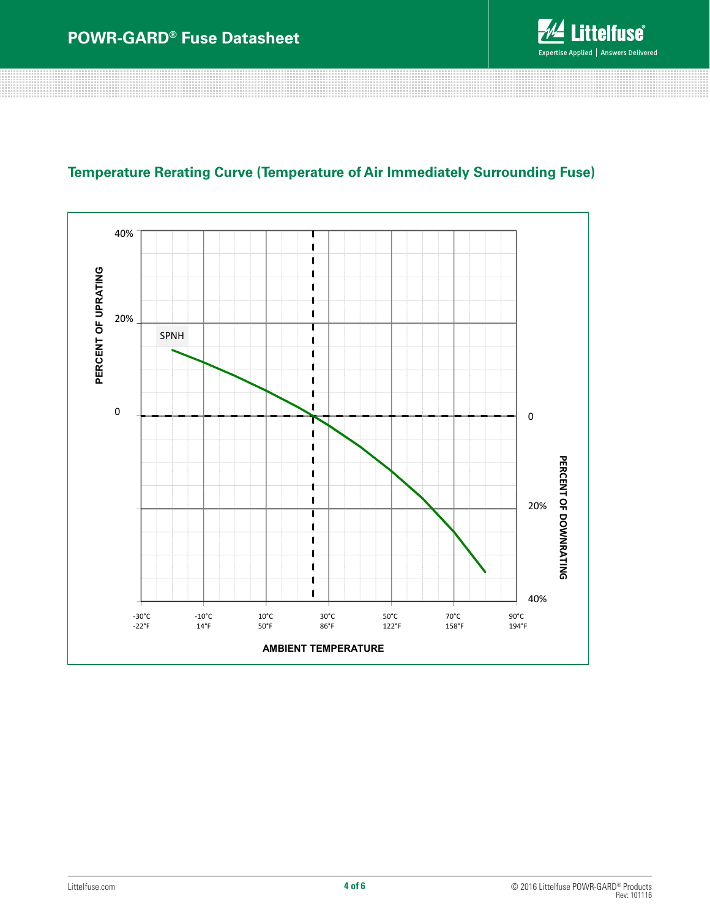## Temperature Rerating Curve (Temperature of Air Immediately Surrounding Fuse)

PERCENT OF UPRATING

40%

20%

SPNH

0

0

PERCENT OF DOWNRATING

20%

40%

-30°C -22°F | -10°C 14°F | 10°C 50°F | 30°C 86°F | 50°C 122°F | 70°C 158°F | 90°C 194°F

AMBIENT TEMPERATURE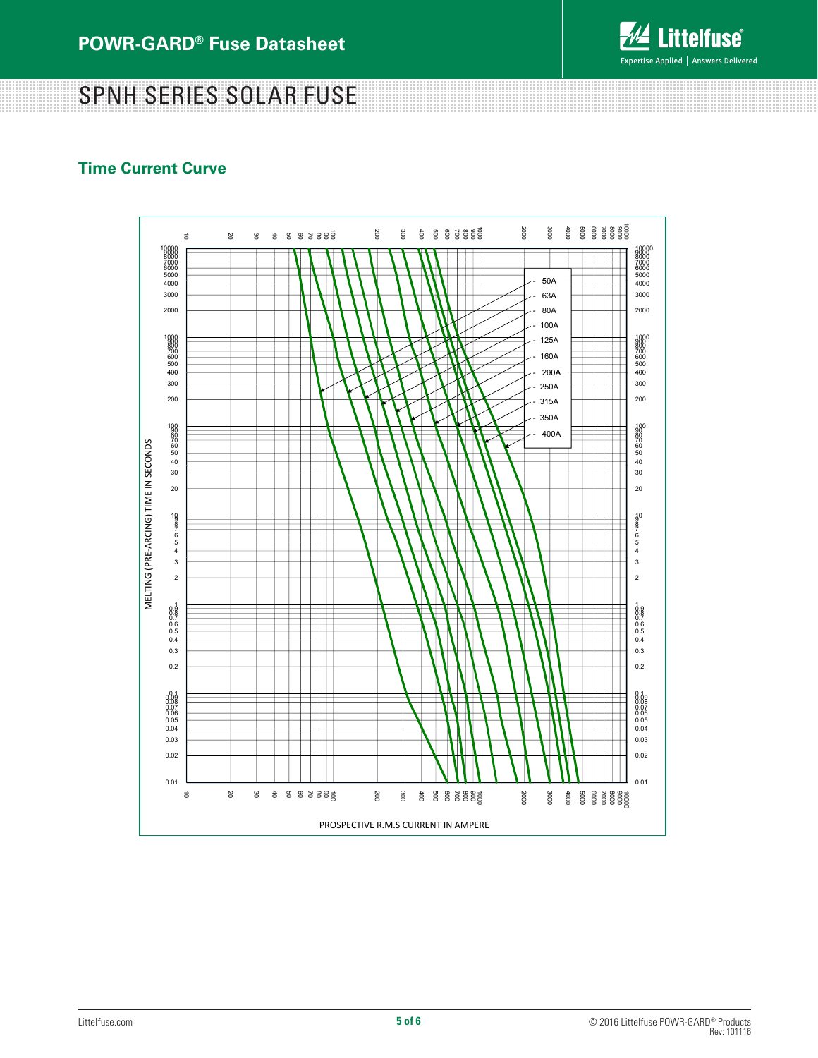# SPNH SERIES SOLAR FUSE

## Time Current Curve

MELTING (PRE-ARCING) TIME IN SECONDS

PROSPECTIVE R.M.S CURRENT IN AMPERE

- 50A
- 63A
- 80A
- 100A
- 125A
- 160A
- 200A
- 250A
- 315A
- 350A
- 400A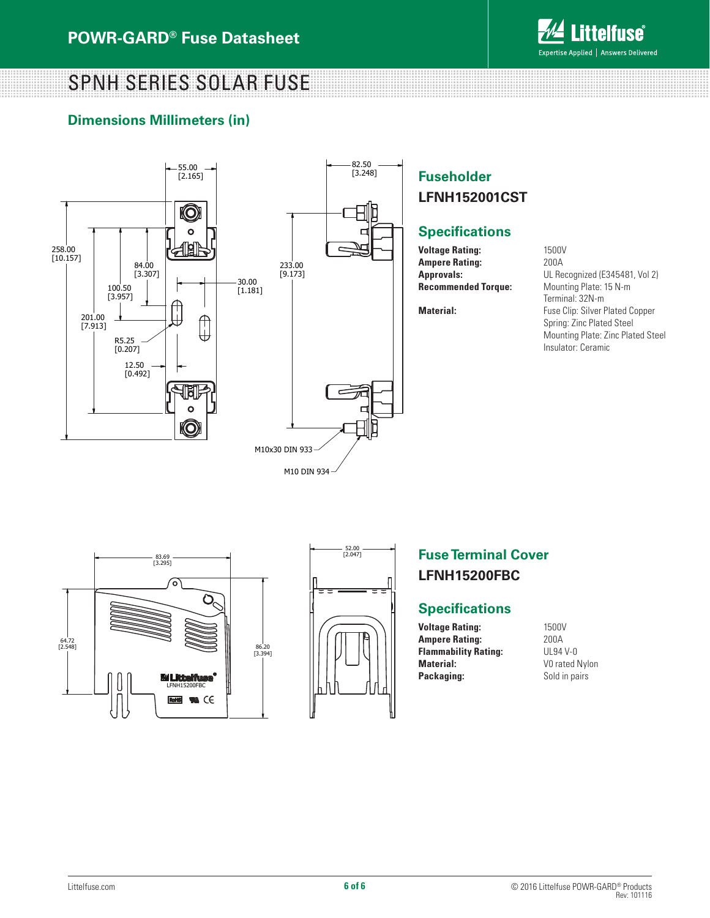# SPNH SERIES SOLAR FUSE

## Dimensions Millimeters (in)

55.00
[2.165]

258.00
[10.157]

84.00
[3.307]

100.50
[3.957]

201.00
[7.913]

R5.25
[0.207]

12.50
[0.492]

30.00
[1.181]

82.50
[3.248]

233.00
[9.173]

M10x30 DIN 933

M10 DIN 934

## Fuseholder

### LFNH152001CST

## Specifications

| | |
|---|---|
| **Voltage Rating:** | 1500V |
| **Ampere Rating:** | 200A |
| **Approvals:** | UL Recognized (E345481, Vol 2) |
| **Recommended Torque:** | Mounting Plate: 15 N-m<br>Terminal: 32N-m |
| **Material:** | Fuse Clip: Silver Plated Copper<br>Spring: Zinc Plated Steel<br>Mounting Plate: Zinc Plated Steel<br>Insulator: Ceramic |

83.69
[3.295]

64.72
[2.548]

86.20
[3.394]

52.00
[2.047]

Littelfuse
LFNH15200FBC

## Fuse Terminal Cover

### LFNH15200FBC

## Specifications

| | |
|---|---|
| **Voltage Rating:** | 1500V |
| **Ampere Rating:** | 200A |
| **Flammability Rating:** | UL94 V-0 |
| **Material:** | V0 rated Nylon |
| **Packaging:** | Sold in pairs |